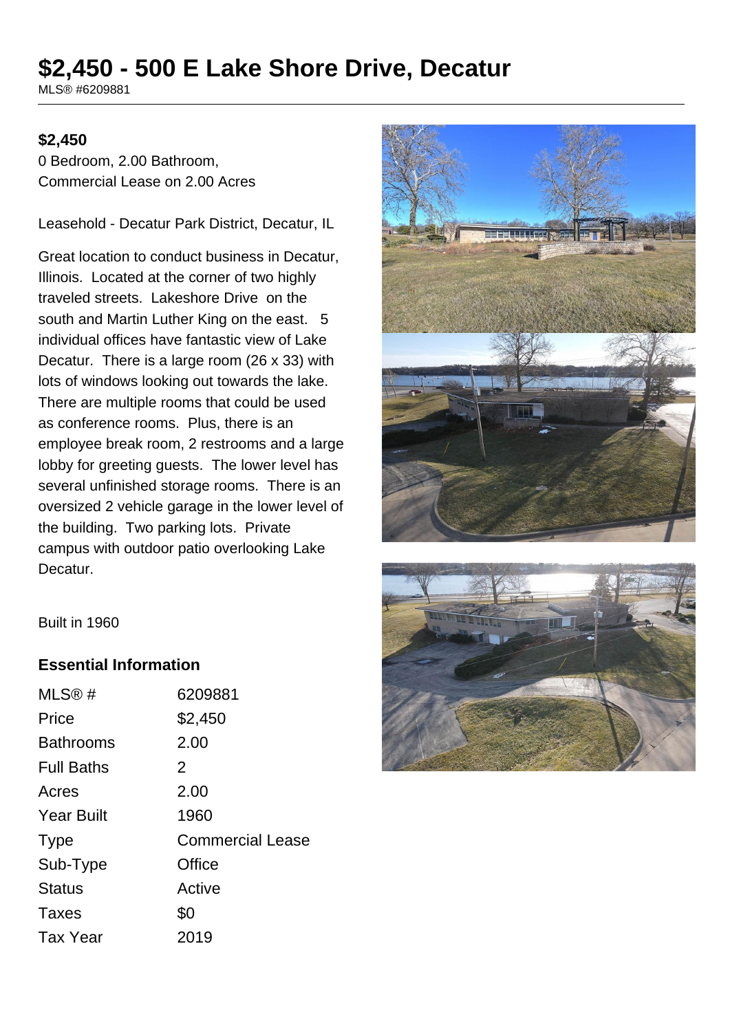# $2,450 - 500 E Lake Shore Drive, Decatur

MLS® #6209881

**$2,450**

0 Bedroom, 2.00 Bathroom,
Commercial Lease on 2.00 Acres

Leasehold - Decatur Park District, Decatur, IL

Great location to conduct business in Decatur, Illinois. Located at the corner of two highly traveled streets. Lakeshore Drive on the south and Martin Luther King on the east. 5 individual offices have fantastic view of Lake Decatur. There is a large room (26 x 33) with lots of windows looking out towards the lake. There are multiple rooms that could be used as conference rooms. Plus, there is an employee break room, 2 restrooms and a large lobby for greeting guests. The lower level has several unfinished storage rooms. There is an oversized 2 vehicle garage in the lower level of the building. Two parking lots. Private campus with outdoor patio overlooking Lake Decatur.

Built in 1960

## Essential Information

| | |
|---|---|
| MLS® # | 6209881 |
| Price | $2,450 |
| Bathrooms | 2.00 |
| Full Baths | 2 |
| Acres | 2.00 |
| Year Built | 1960 |
| Type | Commercial Lease |
| Sub-Type | Office |
| Status | Active |
| Taxes | $0 |
| Tax Year | 2019 |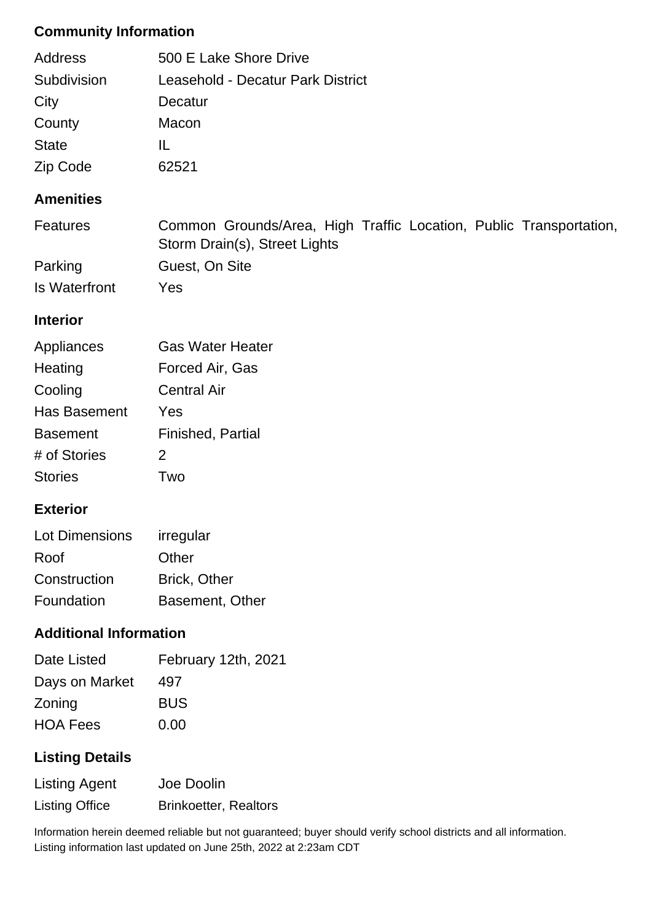### Community Information

| | |
|---|---|
| Address | 500 E Lake Shore Drive |
| Subdivision | Leasehold - Decatur Park District |
| City | Decatur |
| County | Macon |
| State | IL |
| Zip Code | 62521 |

### Amenities

| | |
|---|---|
| Features | Common Grounds/Area, High Traffic Location, Public Transportation, Storm Drain(s), Street Lights |
| Parking | Guest, On Site |
| Is Waterfront | Yes |

### Interior

| | |
|---|---|
| Appliances | Gas Water Heater |
| Heating | Forced Air, Gas |
| Cooling | Central Air |
| Has Basement | Yes |
| Basement | Finished, Partial |
| # of Stories | 2 |
| Stories | Two |

### Exterior

| | |
|---|---|
| Lot Dimensions | irregular |
| Roof | Other |
| Construction | Brick, Other |
| Foundation | Basement, Other |

### Additional Information

| | |
|---|---|
| Date Listed | February 12th, 2021 |
| Days on Market | 497 |
| Zoning | BUS |
| HOA Fees | 0.00 |

### Listing Details

| | |
|---|---|
| Listing Agent | Joe Doolin |
| Listing Office | Brinkoetter, Realtors |

Information herein deemed reliable but not guaranteed; buyer should verify school districts and all information.
Listing information last updated on June 25th, 2022 at 2:23am CDT